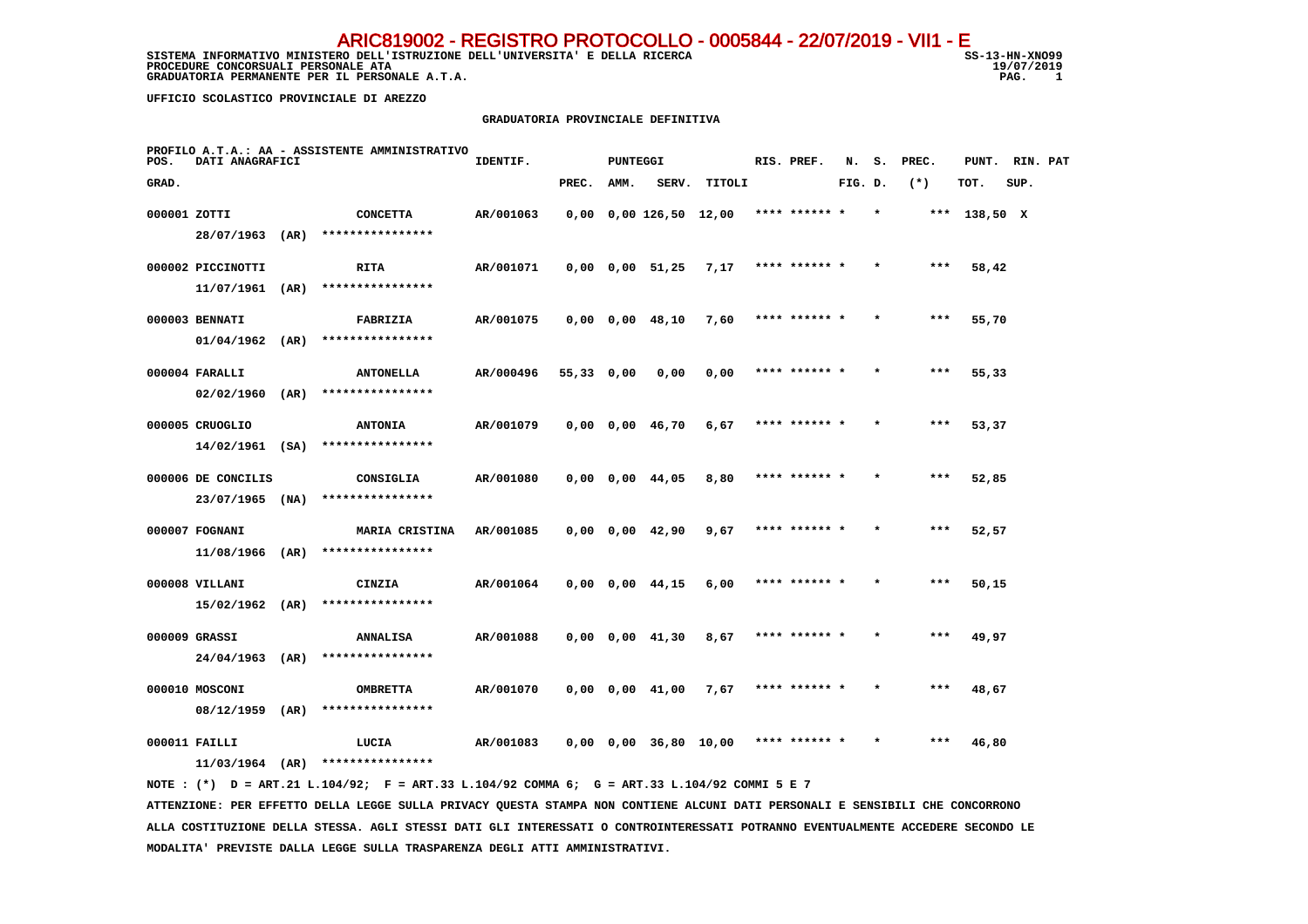ARIC819002 - REGISTRO PROTOCOLLO - 0005844 - 22/07/2019 - VII1 - E

SISTEMA INFORMATIVO MINISTERO DELL'ISTRUZIONE DELL'UNIVERSITA' E DELLA RICERCA
PROCEDURE CONCORSUALI PERSONALE ATA
GRADUATORIA PERMANENTE PER IL PERSONALE A.T.A.

SS-13-HN-XNO99
19/07/2019

UFFICIO SCOLASTICO PROVINCIALE DI AREZZO

## GRADUATORIA PROVINCIALE DEFINITIVA

PROFILO A.T.A.: AA - ASSISTENTE AMMINISTRATIVO

| POS. GRAD. | DATI ANAGRAFICI | | IDENTIF. | PUNTEGGI PREC. | AMM. | SERV. | TITOLI | RIS. PREF. | N. S. FIG. D. | PREC. (*) | PUNT. TOT. | RIN. PAT SUP. |
|---|---|---|---|---|---|---|---|---|---|---|---|---|
| 000001 | ZOTTI 28/07/1963 (AR) | CONCETTA **************** | AR/001063 | 0,00 | 0,00 | 126,50 | 12,00 | **** ****** * | * | *** | 138,50 | X |
| 000002 | PICCINOTTI 11/07/1961 (AR) | RITA **************** | AR/001071 | 0,00 | 0,00 | 51,25 | 7,17 | **** ****** * | * | *** | 58,42 | |
| 000003 | BENNATI 01/04/1962 (AR) | FABRIZIA **************** | AR/001075 | 0,00 | 0,00 | 48,10 | 7,60 | **** ****** * | * | *** | 55,70 | |
| 000004 | FARALLI 02/02/1960 (AR) | ANTONELLA **************** | AR/000496 | 55,33 | 0,00 | 0,00 | 0,00 | **** ****** * | * | *** | 55,33 | |
| 000005 | CRUOGLIO 14/02/1961 (SA) | ANTONIA **************** | AR/001079 | 0,00 | 0,00 | 46,70 | 6,67 | **** ****** * | * | *** | 53,37 | |
| 000006 | DE CONCILIS 23/07/1965 (NA) | CONSIGLIA **************** | AR/001080 | 0,00 | 0,00 | 44,05 | 8,80 | **** ****** * | * | *** | 52,85 | |
| 000007 | FOGNANI 11/08/1966 (AR) | MARIA CRISTINA **************** | AR/001085 | 0,00 | 0,00 | 42,90 | 9,67 | **** ****** * | * | *** | 52,57 | |
| 000008 | VILLANI 15/02/1962 (AR) | CINZIA **************** | AR/001064 | 0,00 | 0,00 | 44,15 | 6,00 | **** ****** * | * | *** | 50,15 | |
| 000009 | GRASSI 24/04/1963 (AR) | ANNALISA **************** | AR/001088 | 0,00 | 0,00 | 41,30 | 8,67 | **** ****** * | * | *** | 49,97 | |
| 000010 | MOSCONI 08/12/1959 (AR) | OMBRETTA **************** | AR/001070 | 0,00 | 0,00 | 41,00 | 7,67 | **** ****** * | * | *** | 48,67 | |
| 000011 | FAILLI 11/03/1964 (AR) | LUCIA **************** | AR/001083 | 0,00 | 0,00 | 36,80 | 10,00 | **** ****** * | * | *** | 46,80 | |

NOTE : (*) D = ART.21 L.104/92; F = ART.33 L.104/92 COMMA 6; G = ART.33 L.104/92 COMMI 5 E 7

ATTENZIONE: PER EFFETTO DELLA LEGGE SULLA PRIVACY QUESTA STAMPA NON CONTIENE ALCUNI DATI PERSONALI E SENSIBILI CHE CONCORRONO ALLA COSTITUZIONE DELLA STESSA. AGLI STESSI DATI GLI INTERESSATI O CONTROINTERESSATI POTRANNO EVENTUALMENTE ACCEDERE SECONDO LE MODALITA' PREVISTE DALLA LEGGE SULLA TRASPARENZA DEGLI ATTI AMMINISTRATIVI.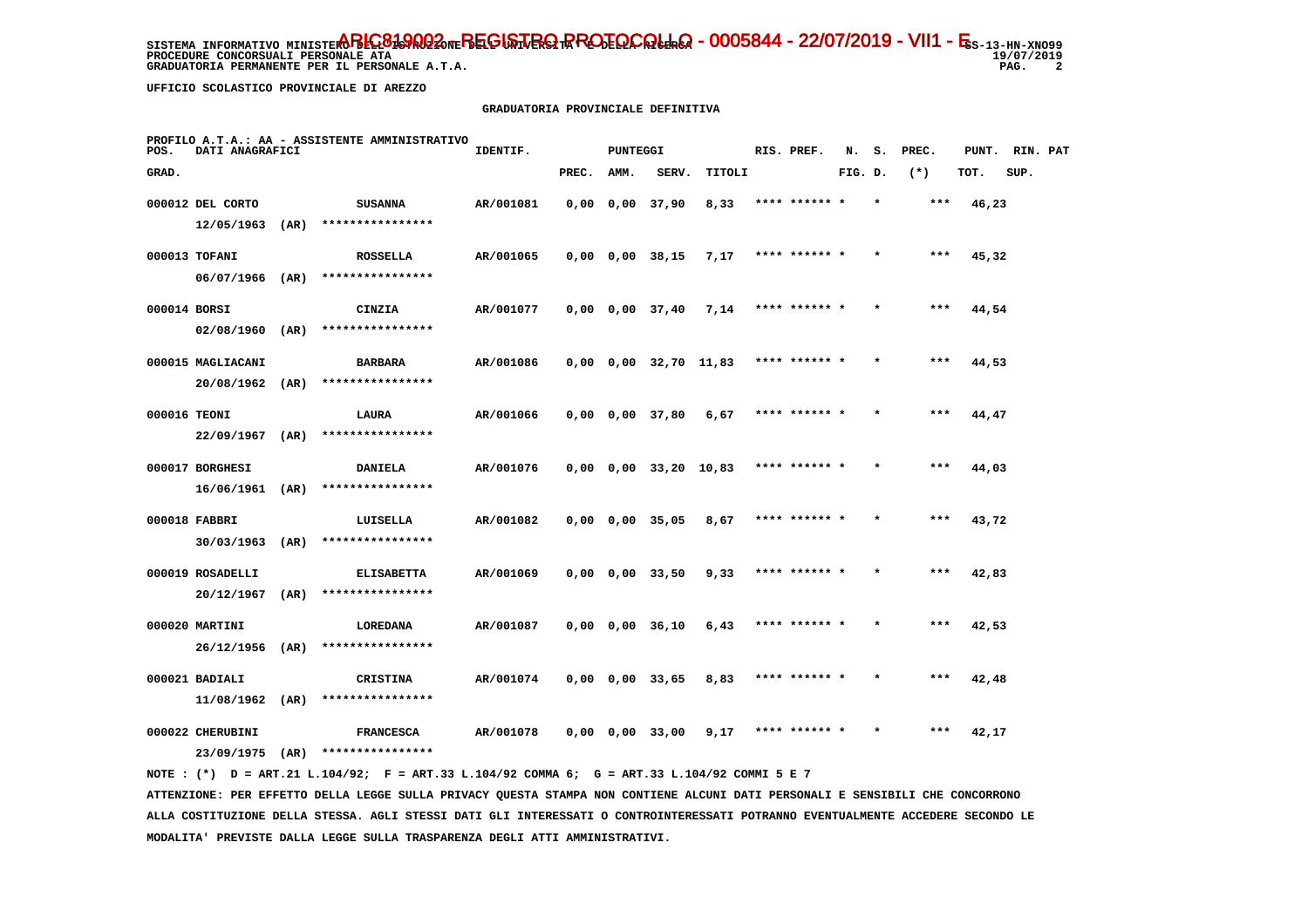SISTEMA INFORMATIVO MINISTERO DELL'ISTRUZIONE DELL'UNIVERSITA' E DELLA RICERCA
PROCEDURE CONCORSUALI PERSONALE ATA
GRADUATORIA PERMANENTE PER IL PERSONALE A.T.A.

ARIC819002 - REGISTRO PROTOCOLLO - 0005844 - 22/07/2019 - VII.1 - E

SS-13-HN-XNO99
19/07/2019

UFFICIO SCOLASTICO PROVINCIALE DI AREZZO

GRADUATORIA PROVINCIALE DEFINITIVA

PROFILO A.T.A.: AA - ASSISTENTE AMMINISTRATIVO

| POS. GRAD. | DATI ANAGRAFICI | | | IDENTIF. | PREC. | AMM. | SERV. | TITOLI | RIS. PREF. | N. FIG. | S. D. | PREC. (*) | PUNT. TOT. | RIN. SUP. | PAT |
|---|---|---|---|---|---|---|---|---|---|---|---|---|---|---|---|
| 000012 | DEL CORTO 12/05/1963 | (AR) | SUSANNA **************** | AR/001081 | 0,00 | 0,00 | 37,90 | 8,33 | **** ****** | * | * | *** | 46,23 | | |
| 000013 | TOFANI 06/07/1966 | (AR) | ROSSELLA **************** | AR/001065 | 0,00 | 0,00 | 38,15 | 7,17 | **** ****** | * | * | *** | 45,32 | | |
| 000014 | BORSI 02/08/1960 | (AR) | CINZIA **************** | AR/001077 | 0,00 | 0,00 | 37,40 | 7,14 | **** ****** | * | * | *** | 44,54 | | |
| 000015 | MAGLIACANI 20/08/1962 | (AR) | BARBARA **************** | AR/001086 | 0,00 | 0,00 | 32,70 | 11,83 | **** ****** | * | * | *** | 44,53 | | |
| 000016 | TEONI 22/09/1967 | (AR) | LAURA **************** | AR/001066 | 0,00 | 0,00 | 37,80 | 6,67 | **** ****** | * | * | *** | 44,47 | | |
| 000017 | BORGHESI 16/06/1961 | (AR) | DANIELA **************** | AR/001076 | 0,00 | 0,00 | 33,20 | 10,83 | **** ****** | * | * | *** | 44,03 | | |
| 000018 | FABBRI 30/03/1963 | (AR) | LUISELLA **************** | AR/001082 | 0,00 | 0,00 | 35,05 | 8,67 | **** ****** | * | * | *** | 43,72 | | |
| 000019 | ROSADELLI 20/12/1967 | (AR) | ELISABETTA **************** | AR/001069 | 0,00 | 0,00 | 33,50 | 9,33 | **** ****** | * | * | *** | 42,83 | | |
| 000020 | MARTINI 26/12/1956 | (AR) | LOREDANA **************** | AR/001087 | 0,00 | 0,00 | 36,10 | 6,43 | **** ****** | * | * | *** | 42,53 | | |
| 000021 | BADIALI 11/08/1962 | (AR) | CRISTINA **************** | AR/001074 | 0,00 | 0,00 | 33,65 | 8,83 | **** ****** | * | * | *** | 42,48 | | |
| 000022 | CHERUBINI 23/09/1975 | (AR) | FRANCESCA **************** | AR/001078 | 0,00 | 0,00 | 33,00 | 9,17 | **** ****** | * | * | *** | 42,17 | | |

NOTE : (*) D = ART.21 L.104/92; F = ART.33 L.104/92 COMMA 6; G = ART.33 L.104/92 COMMI 5 E 7

ATTENZIONE: PER EFFETTO DELLA LEGGE SULLA PRIVACY QUESTA STAMPA NON CONTIENE ALCUNI DATI PERSONALI E SENSIBILI CHE CONCORRONO ALLA COSTITUZIONE DELLA STESSA. AGLI STESSI DATI GLI INTERESSATI O CONTROINTERESSATI POTRANNO EVENTUALMENTE ACCEDERE SECONDO LE MODALITA' PREVISTE DALLA LEGGE SULLA TRASPARENZA DEGLI ATTI AMMINISTRATIVI.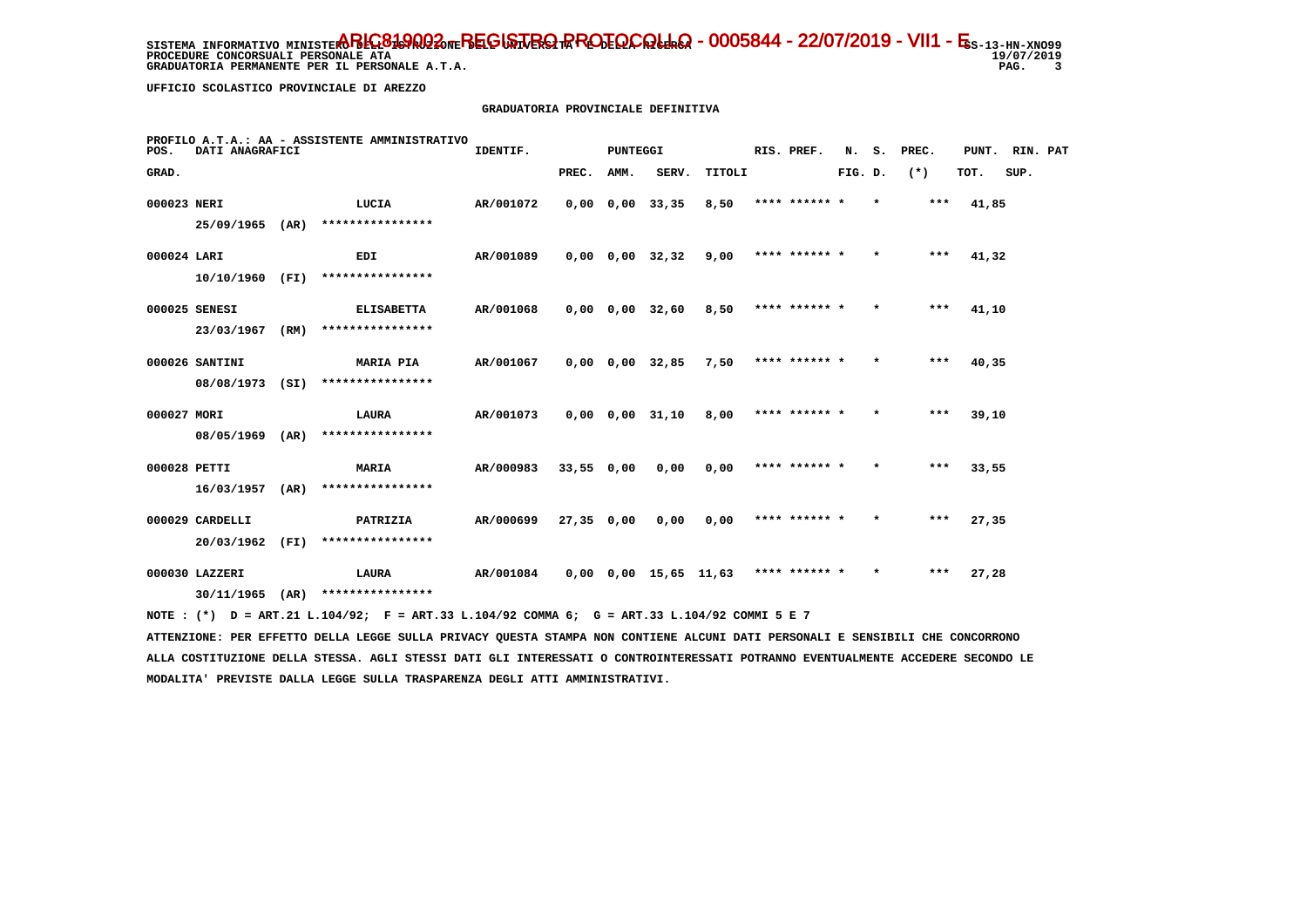UFFICIO SCOLASTICO PROVINCIALE DI AREZZO

GRADUATORIA PROVINCIALE DEFINITIVA

PROFILO A.T.A.: AA - ASSISTENTE AMMINISTRATIVO

| POS. GRAD. | DATI ANAGRAFICI | | IDENTIF. | PUNTEGGI PREC. | AMM. | SERV. | TITOLI | RIS. PREF. | N. FIG. | S. D. | PREC. (*) | PUNT. TOT. | RIN. SUP. | PAT |
|---|---|---|---|---|---|---|---|---|---|---|---|---|---|---|
| 000023 | NERI 25/09/1965 (AR) | LUCIA **************** | AR/001072 | 0,00 | 0,00 | 33,35 | 8,50 | **** ****** | * | * | *** | 41,85 | | |
| 000024 | LARI 10/10/1960 (FI) | EDI **************** | AR/001089 | 0,00 | 0,00 | 32,32 | 9,00 | **** ****** | * | * | *** | 41,32 | | |
| 000025 | SENESI 23/03/1967 (RM) | ELISABETTA **************** | AR/001068 | 0,00 | 0,00 | 32,60 | 8,50 | **** ****** | * | * | *** | 41,10 | | |
| 000026 | SANTINI 08/08/1973 (SI) | MARIA PIA **************** | AR/001067 | 0,00 | 0,00 | 32,85 | 7,50 | **** ****** | * | * | *** | 40,35 | | |
| 000027 | MORI 08/05/1969 (AR) | LAURA **************** | AR/001073 | 0,00 | 0,00 | 31,10 | 8,00 | **** ****** | * | * | *** | 39,10 | | |
| 000028 | PETTI 16/03/1957 (AR) | MARIA **************** | AR/000983 | 33,55 | 0,00 | 0,00 | 0,00 | **** ****** | * | * | *** | 33,55 | | |
| 000029 | CARDELLI 20/03/1962 (FI) | PATRIZIA **************** | AR/000699 | 27,35 | 0,00 | 0,00 | 0,00 | **** ****** | * | * | *** | 27,35 | | |
| 000030 | LAZZERI 30/11/1965 (AR) | LAURA **************** | AR/001084 | 0,00 | 0,00 | 15,65 | 11,63 | **** ****** | * | * | *** | 27,28 | | |

NOTE : (*) D = ART.21 L.104/92; F = ART.33 L.104/92 COMMA 6; G = ART.33 L.104/92 COMMI 5 E 7

ATTENZIONE: PER EFFETTO DELLA LEGGE SULLA PRIVACY QUESTA STAMPA NON CONTIENE ALCUNI DATI PERSONALI E SENSIBILI CHE CONCORRONO ALLA COSTITUZIONE DELLA STESSA. AGLI STESSI DATI GLI INTERESSATI O CONTROINTERESSATI POTRANNO EVENTUALMENTE ACCEDERE SECONDO LE MODALITA' PREVISTE DALLA LEGGE SULLA TRASPARENZA DEGLI ATTI AMMINISTRATIVI.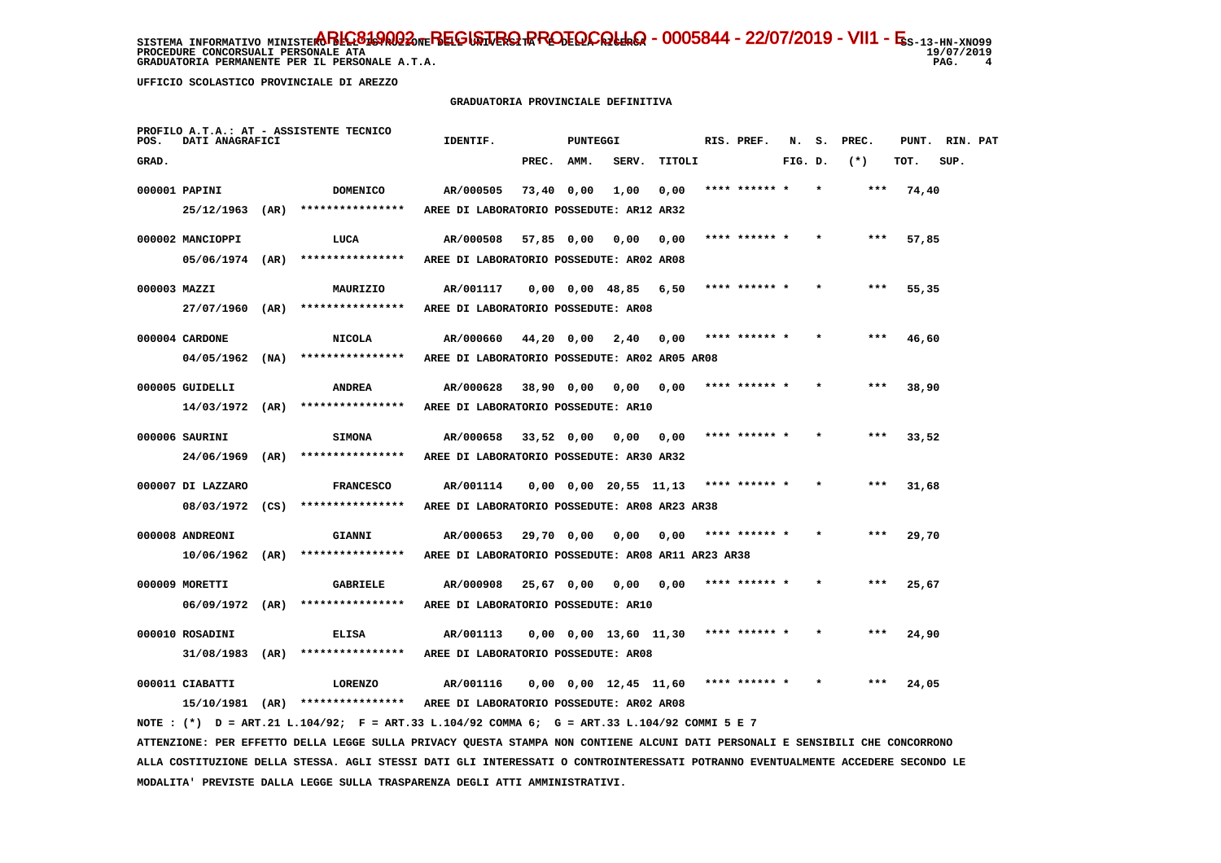SISTEMA INFORMATIVO MINISTERO DELL'ISTRUZIONE DELL'UNIVERSITA' E DELLA RICERCA - ARIC819002 - REGISTRO PROTOCOLLO - 0005844 - 22/07/2019 - VII.1 - E SS-13-HN-XNO99
PROCEDURE CONCORSUALI PERSONALE ATA 19/07/2019
GRADUATORIA PERMANENTE PER IL PERSONALE A.T.A.

UFFICIO SCOLASTICO PROVINCIALE DI AREZZO

GRADUATORIA PROVINCIALE DEFINITIVA

PROFILO A.T.A.: AT - ASSISTENTE TECNICO

| POS. GRAD. | DATI ANAGRAFICI | | IDENTIF. | PUNTEGGI PREC. | AMM. | SERV. | TITOLI | RIS. PREF. | N. FIG. | S. D. | PREC. (*) | PUNT. TOT. | RIN. SUP. | PAT |
|---|---|---|---|---|---|---|---|---|---|---|---|---|---|---|
| 000001 | PAPINI 25/12/1963 (AR) | DOMENICO **************** | AR/000505 | 73,40 | 0,00 | 1,00 | 0,00 | **** ****** | * | * | *** | 74,40 | | |
| | AREE DI LABORATORIO POSSEDUTE: AR12 AR32 | | | | | | | | | | | | | |
| 000002 | MANCIOPPI 05/06/1974 (AR) | LUCA **************** | AR/000508 | 57,85 | 0,00 | 0,00 | 0,00 | **** ****** | * | * | *** | 57,85 | | |
| | AREE DI LABORATORIO POSSEDUTE: AR02 AR08 | | | | | | | | | | | | | |
| 000003 | MAZZI 27/07/1960 (AR) | MAURIZIO **************** | AR/001117 | 0,00 | 0,00 | 48,85 | 6,50 | **** ****** | * | * | *** | 55,35 | | |
| | AREE DI LABORATORIO POSSEDUTE: AR08 | | | | | | | | | | | | | |
| 000004 | CARDONE 04/05/1962 (NA) | NICOLA **************** | AR/000660 | 44,20 | 0,00 | 2,40 | 0,00 | **** ****** | * | * | *** | 46,60 | | |
| | AREE DI LABORATORIO POSSEDUTE: AR02 AR05 AR08 | | | | | | | | | | | | | |
| 000005 | GUIDELLI 14/03/1972 (AR) | ANDREA **************** | AR/000628 | 38,90 | 0,00 | 0,00 | 0,00 | **** ****** | * | * | *** | 38,90 | | |
| | AREE DI LABORATORIO POSSEDUTE: AR10 | | | | | | | | | | | | | |
| 000006 | SAURINI 24/06/1969 (AR) | SIMONA **************** | AR/000658 | 33,52 | 0,00 | 0,00 | 0,00 | **** ****** | * | * | *** | 33,52 | | |
| | AREE DI LABORATORIO POSSEDUTE: AR30 AR32 | | | | | | | | | | | | | |
| 000007 | DI LAZZARO 08/03/1972 (CS) | FRANCESCO **************** | AR/001114 | 0,00 | 0,00 | 20,55 | 11,13 | **** ****** | * | * | *** | 31,68 | | |
| | AREE DI LABORATORIO POSSEDUTE: AR08 AR23 AR38 | | | | | | | | | | | | | |
| 000008 | ANDREONI 10/06/1962 (AR) | GIANNI **************** | AR/000653 | 29,70 | 0,00 | 0,00 | 0,00 | **** ****** | * | * | *** | 29,70 | | |
| | AREE DI LABORATORIO POSSEDUTE: AR08 AR11 AR23 AR38 | | | | | | | | | | | | | |
| 000009 | MORETTI 06/09/1972 (AR) | GABRIELE **************** | AR/000908 | 25,67 | 0,00 | 0,00 | 0,00 | **** ****** | * | * | *** | 25,67 | | |
| | AREE DI LABORATORIO POSSEDUTE: AR10 | | | | | | | | | | | | | |
| 000010 | ROSADINI 31/08/1983 (AR) | ELISA **************** | AR/001113 | 0,00 | 0,00 | 13,60 | 11,30 | **** ****** | * | * | *** | 24,90 | | |
| | AREE DI LABORATORIO POSSEDUTE: AR08 | | | | | | | | | | | | | |
| 000011 | CIABATTI 15/10/1981 (AR) | LORENZO **************** | AR/001116 | 0,00 | 0,00 | 12,45 | 11,60 | **** ****** | * | * | *** | 24,05 | | |
| | AREE DI LABORATORIO POSSEDUTE: AR02 AR08 | | | | | | | | | | | | | |

NOTE : (*) D = ART.21 L.104/92; F = ART.33 L.104/92 COMMA 6; G = ART.33 L.104/92 COMMI 5 E 7

ATTENZIONE: PER EFFETTO DELLA LEGGE SULLA PRIVACY QUESTA STAMPA NON CONTIENE ALCUNI DATI PERSONALI E SENSIBILI CHE CONCORRONO ALLA COSTITUZIONE DELLA STESSA. AGLI STESSI DATI GLI INTERESSATI O CONTROINTERESSATI POTRANNO EVENTUALMENTE ACCEDERE SECONDO LE MODALITA' PREVISTE DALLA LEGGE SULLA TRASPARENZA DEGLI ATTI AMMINISTRATIVI.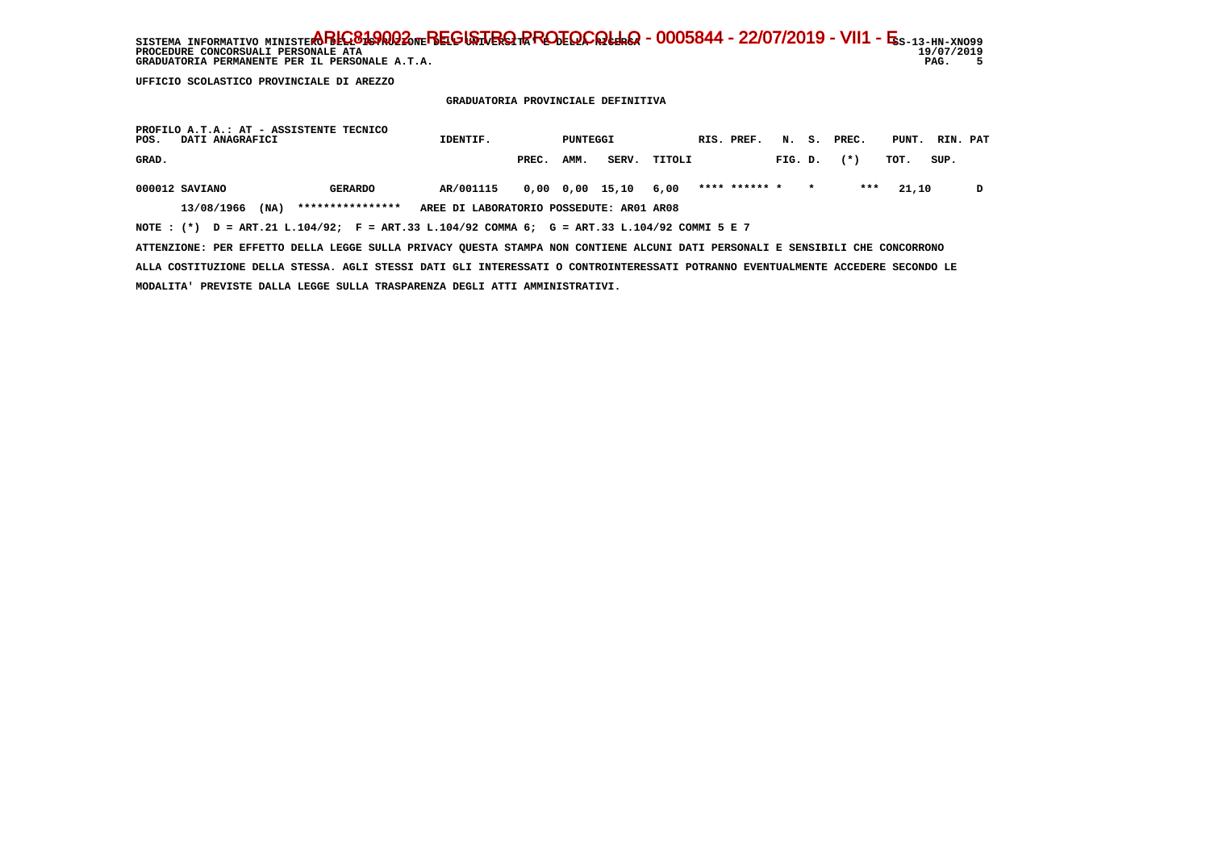UFFICIO SCOLASTICO PROVINCIALE DI AREZZO

GRADUATORIA PROVINCIALE DEFINITIVA

PROFILO A.T.A.: AT - ASSISTENTE TECNICO

| POS. GRAD. | DATI ANAGRAFICI | | IDENTIF. | PUNTEGGI PREC. | AMM. | SERV. | TITOLI | RIS. PREF. | N. FIG. | S. D. | PREC. (*) | PUNT. TOT. | RIN. SUP. | PAT |
|---|---|---|---|---|---|---|---|---|---|---|---|---|---|---|
| 000012 | SAVIANO | GERARDO | AR/001115 | 0,00 | 0,00 | 15,10 | 6,00 | **** ****** | * | * | *** | 21,10 | | D |
| | 13/08/1966 (NA) | **************** | AREE DI LABORATORIO POSSEDUTE: AR01 AR08 | | | | | | | | | | | |

NOTE : (*) D = ART.21 L.104/92; F = ART.33 L.104/92 COMMA 6; G = ART.33 L.104/92 COMMI 5 E 7

ATTENZIONE: PER EFFETTO DELLA LEGGE SULLA PRIVACY QUESTA STAMPA NON CONTIENE ALCUNI DATI PERSONALI E SENSIBILI CHE CONCORRONO ALLA COSTITUZIONE DELLA STESSA. AGLI STESSI DATI GLI INTERESSATI O CONTROINTERESSATI POTRANNO EVENTUALMENTE ACCEDERE SECONDO LE MODALITA' PREVISTE DALLA LEGGE SULLA TRASPARENZA DEGLI ATTI AMMINISTRATIVI.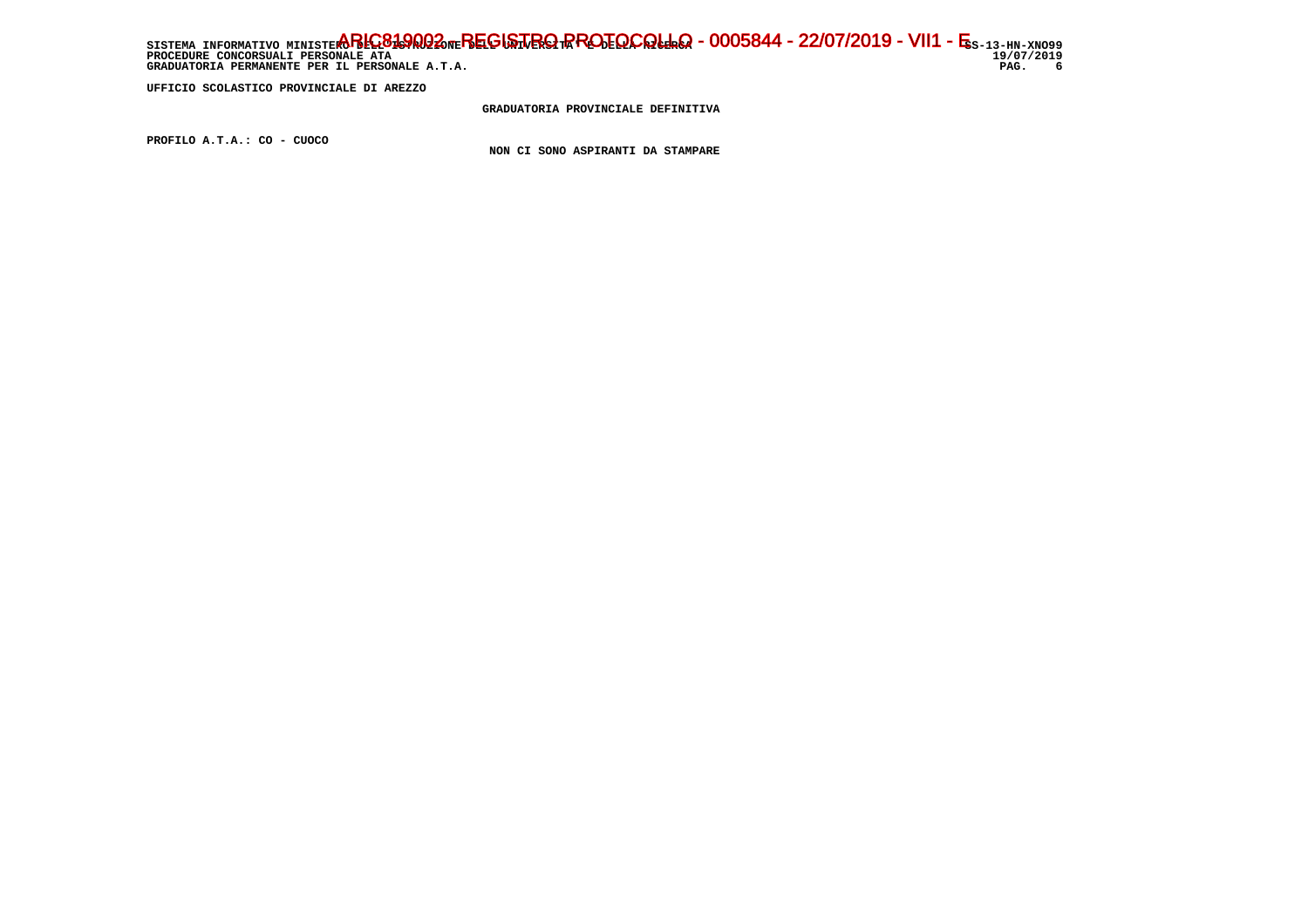UFFICIO SCOLASTICO PROVINCIALE DI AREZZO

GRADUATORIA PROVINCIALE DEFINITIVA

PROFILO A.T.A.: CO - CUOCO

NON CI SONO ASPIRANTI DA STAMPARE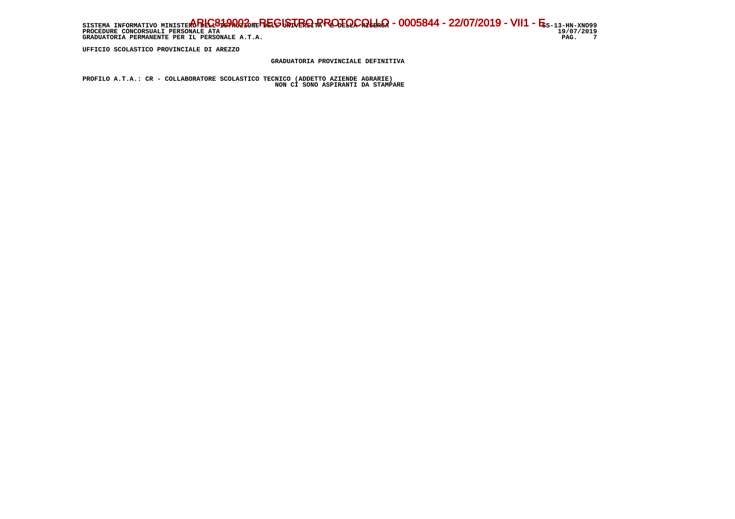UFFICIO SCOLASTICO PROVINCIALE DI AREZZO

GRADUATORIA PROVINCIALE DEFINITIVA

PROFILO A.T.A.: CR - COLLABORATORE SCOLASTICO TECNICO (ADDETTO AZIENDE AGRARIE)

NON CI SONO ASPIRANTI DA STAMPARE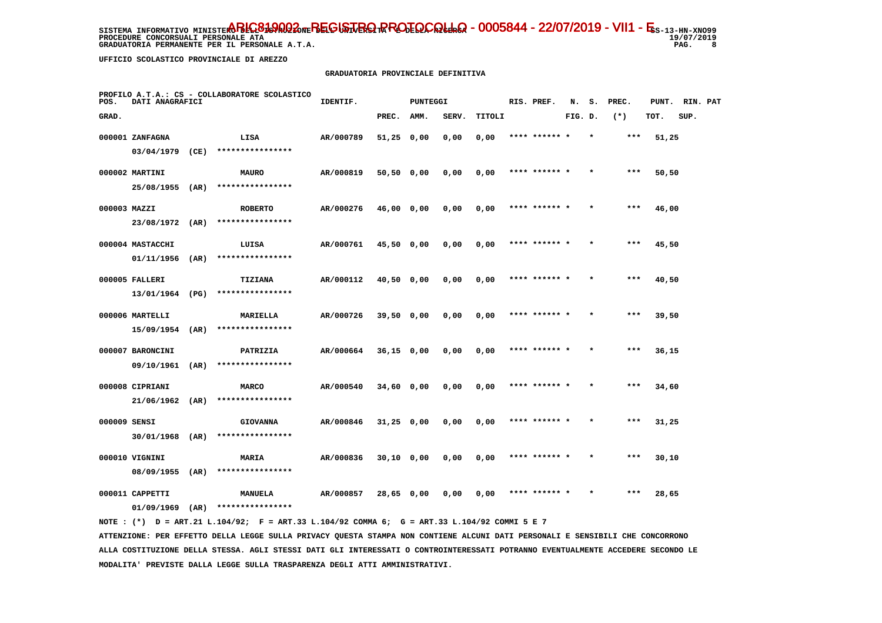SISTEMA INFORMATIVO MINISTERO DELL'ISTRUZIONE DELL'UNIVERSITA' E DELLA RICERCA - ARIC819002 - REGISTRO PROTOCOLLO - 0005844 - 22/07/2019 - VII.1 - E SS-13-HN-XNO99
PROCEDURE CONCORSUALI PERSONALE ATA 19/07/2019
GRADUATORIA PERMANENTE PER IL PERSONALE A.T.A.

UFFICIO SCOLASTICO PROVINCIALE DI AREZZO

GRADUATORIA PROVINCIALE DEFINITIVA

PROFILO A.T.A.: CS - COLLABORATORE SCOLASTICO

| POS. GRAD. | DATI ANAGRAFICI | | IDENTIF. | PUNTEGGI PREC. | AMM. | SERV. | TITOLI | RIS. PREF. | N. FIG. | S. D. | PREC. (*) | PUNT. TOT. | RIN. SUP. | PAT |
|---|---|---|---|---|---|---|---|---|---|---|---|---|---|---|
| 000001 | ZANFAGNA 03/04/1979 (CE) | LISA **************** | AR/000789 | 51,25 | 0,00 | 0,00 | 0,00 | **** ****** | * | * | *** | 51,25 | | |
| 000002 | MARTINI 25/08/1955 (AR) | MAURO **************** | AR/000819 | 50,50 | 0,00 | 0,00 | 0,00 | **** ****** | * | * | *** | 50,50 | | |
| 000003 | MAZZI 23/08/1972 (AR) | ROBERTO **************** | AR/000276 | 46,00 | 0,00 | 0,00 | 0,00 | **** ****** | * | * | *** | 46,00 | | |
| 000004 | MASTACCHI 01/11/1956 (AR) | LUISA **************** | AR/000761 | 45,50 | 0,00 | 0,00 | 0,00 | **** ****** | * | * | *** | 45,50 | | |
| 000005 | FALLERI 13/01/1964 (PG) | TIZIANA **************** | AR/000112 | 40,50 | 0,00 | 0,00 | 0,00 | **** ****** | * | * | *** | 40,50 | | |
| 000006 | MARTELLI 15/09/1954 (AR) | MARIELLA **************** | AR/000726 | 39,50 | 0,00 | 0,00 | 0,00 | **** ****** | * | * | *** | 39,50 | | |
| 000007 | BARONCINI 09/10/1961 (AR) | PATRIZIA **************** | AR/000664 | 36,15 | 0,00 | 0,00 | 0,00 | **** ****** | * | * | *** | 36,15 | | |
| 000008 | CIPRIANI 21/06/1962 (AR) | MARCO **************** | AR/000540 | 34,60 | 0,00 | 0,00 | 0,00 | **** ****** | * | * | *** | 34,60 | | |
| 000009 | SENSI 30/01/1968 (AR) | GIOVANNA **************** | AR/000846 | 31,25 | 0,00 | 0,00 | 0,00 | **** ****** | * | * | *** | 31,25 | | |
| 000010 | VIGNINI 08/09/1955 (AR) | MARIA **************** | AR/000836 | 30,10 | 0,00 | 0,00 | 0,00 | **** ****** | * | * | *** | 30,10 | | |
| 000011 | CAPPETTI 01/09/1969 (AR) | MANUELA **************** | AR/000857 | 28,65 | 0,00 | 0,00 | 0,00 | **** ****** | * | * | *** | 28,65 | | |

NOTE : (*) D = ART.21 L.104/92; F = ART.33 L.104/92 COMMA 6; G = ART.33 L.104/92 COMMI 5 E 7

ATTENZIONE: PER EFFETTO DELLA LEGGE SULLA PRIVACY QUESTA STAMPA NON CONTIENE ALCUNI DATI PERSONALI E SENSIBILI CHE CONCORRONO ALLA COSTITUZIONE DELLA STESSA. AGLI STESSI DATI GLI INTERESSATI O CONTROINTERESSATI POTRANNO EVENTUALMENTE ACCEDERE SECONDO LE MODALITA' PREVISTE DALLA LEGGE SULLA TRASPARENZA DEGLI ATTI AMMINISTRATIVI.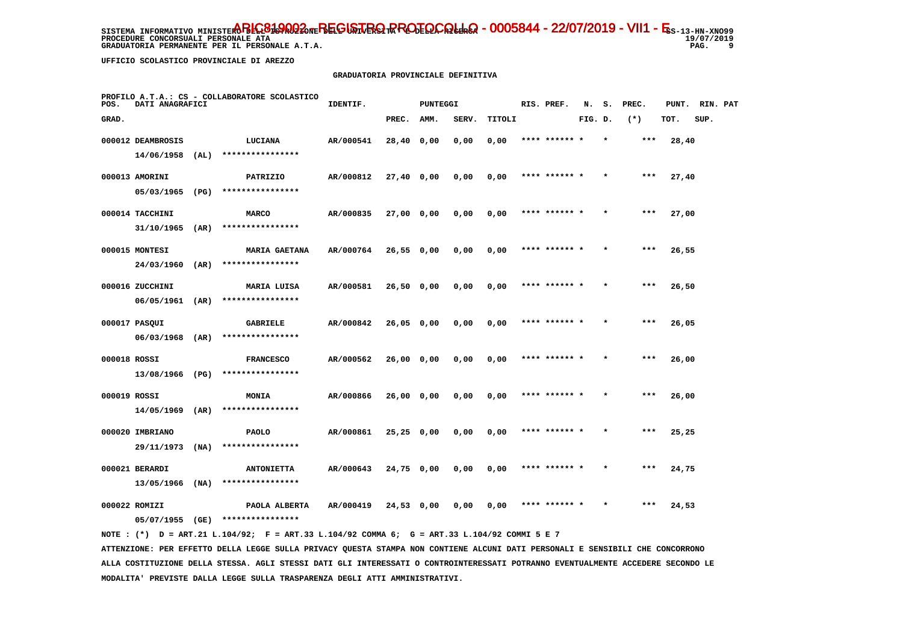SISTEMA INFORMATIVO MINISTERO DELL'ISTRUZIONE DELL'UNIVERSITA' E DELLA RICERCA - ARIC819002 - REGISTRO PROTOCOLLO - 0005844 - 22/07/2019 - VII.1 - E SS-13-HN-XNO99
PROCEDURE CONCORSUALI PERSONALE ATA 19/07/2019
GRADUATORIA PERMANENTE PER IL PERSONALE A.T.A.

UFFICIO SCOLASTICO PROVINCIALE DI AREZZO

GRADUATORIA PROVINCIALE DEFINITIVA

PROFILO A.T.A.: CS - COLLABORATORE SCOLASTICO

| POS. GRAD. | DATI ANAGRAFICI | | IDENTIF. | PUNTEGGI PREC. | AMM. | SERV. | TITOLI | RIS. PREF. | N. FIG. | S. D. | PREC. (*) | PUNT. TOT. | RIN. SUP. | PAT |
|---|---|---|---|---|---|---|---|---|---|---|---|---|---|---|
| 000012 | DEAMBROSIS 14/06/1958 (AL) | LUCIANA **************** | AR/000541 | 28,40 | 0,00 | 0,00 | 0,00 | **** ****** * | | * | *** | 28,40 | | |
| 000013 | AMORINI 05/03/1965 (PG) | PATRIZIO **************** | AR/000812 | 27,40 | 0,00 | 0,00 | 0,00 | **** ****** * | | * | *** | 27,40 | | |
| 000014 | TACCHINI 31/10/1965 (AR) | MARCO **************** | AR/000835 | 27,00 | 0,00 | 0,00 | 0,00 | **** ****** * | | * | *** | 27,00 | | |
| 000015 | MONTESI 24/03/1960 (AR) | MARIA GAETANA **************** | AR/000764 | 26,55 | 0,00 | 0,00 | 0,00 | **** ****** * | | * | *** | 26,55 | | |
| 000016 | ZUCCHINI 06/05/1961 (AR) | MARIA LUISA **************** | AR/000581 | 26,50 | 0,00 | 0,00 | 0,00 | **** ****** * | | * | *** | 26,50 | | |
| 000017 | PASQUI 06/03/1968 (AR) | GABRIELE **************** | AR/000842 | 26,05 | 0,00 | 0,00 | 0,00 | **** ****** * | | * | *** | 26,05 | | |
| 000018 | ROSSI 13/08/1966 (PG) | FRANCESCO **************** | AR/000562 | 26,00 | 0,00 | 0,00 | 0,00 | **** ****** * | | * | *** | 26,00 | | |
| 000019 | ROSSI 14/05/1969 (AR) | MONIA **************** | AR/000866 | 26,00 | 0,00 | 0,00 | 0,00 | **** ****** * | | * | *** | 26,00 | | |
| 000020 | IMBRIANO 29/11/1973 (NA) | PAOLO **************** | AR/000861 | 25,25 | 0,00 | 0,00 | 0,00 | **** ****** * | | * | *** | 25,25 | | |
| 000021 | BERARDI 13/05/1966 (NA) | ANTONIETTA **************** | AR/000643 | 24,75 | 0,00 | 0,00 | 0,00 | **** ****** * | | * | *** | 24,75 | | |
| 000022 | ROMIZI 05/07/1955 (GE) | PAOLA ALBERTA **************** | AR/000419 | 24,53 | 0,00 | 0,00 | 0,00 | **** ****** * | | * | *** | 24,53 | | |

NOTE : (*) D = ART.21 L.104/92; F = ART.33 L.104/92 COMMA 6; G = ART.33 L.104/92 COMMI 5 E 7

ATTENZIONE: PER EFFETTO DELLA LEGGE SULLA PRIVACY QUESTA STAMPA NON CONTIENE ALCUNI DATI PERSONALI E SENSIBILI CHE CONCORRONO ALLA COSTITUZIONE DELLA STESSA. AGLI STESSI DATI GLI INTERESSATI O CONTROINTERESSATI POTRANNO EVENTUALMENTE ACCEDERE SECONDO LE MODALITA' PREVISTE DALLA LEGGE SULLA TRASPARENZA DEGLI ATTI AMMINISTRATIVI.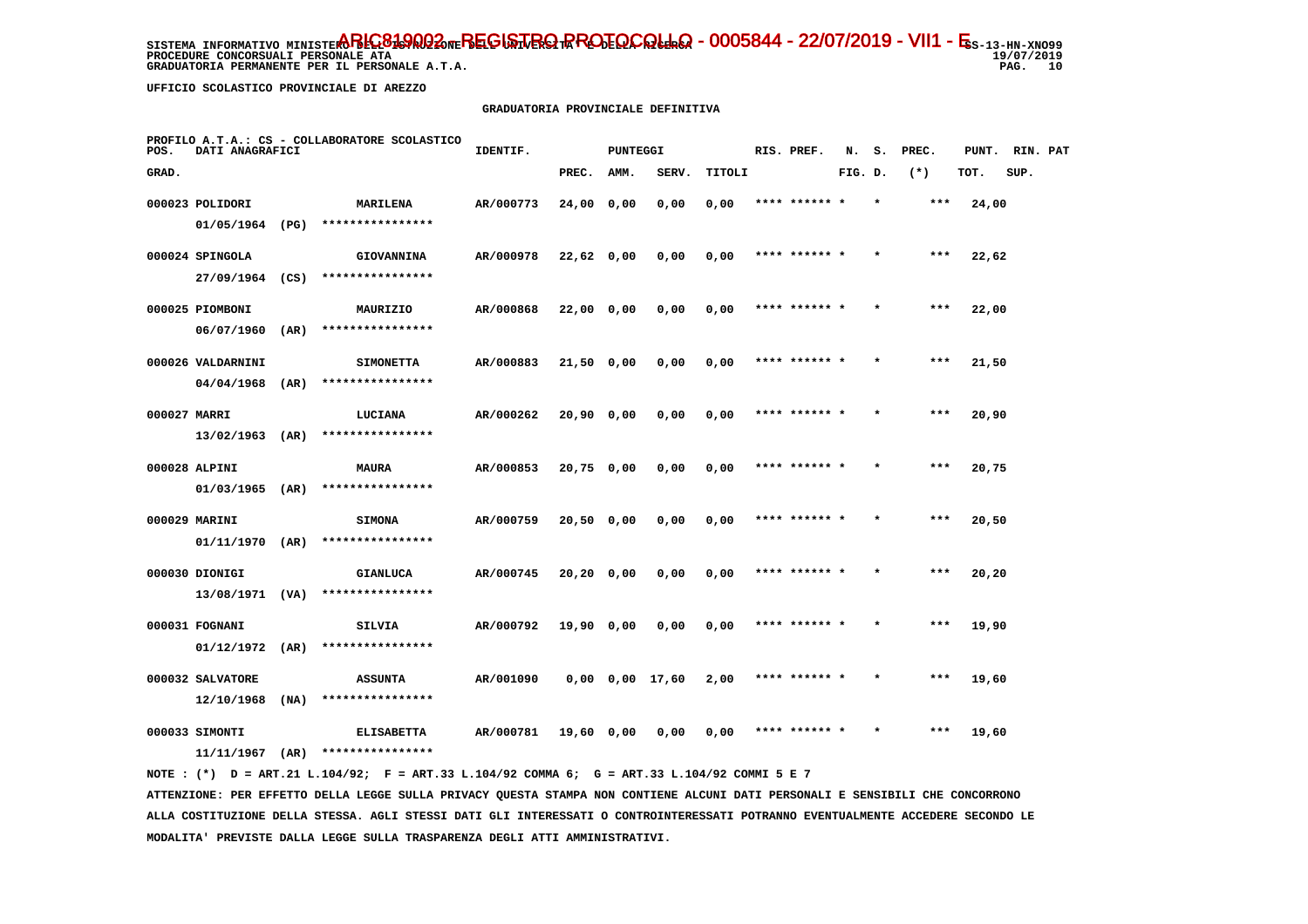SISTEMA INFORMATIVO MINISTERO DELL'ISTRUZIONE DELL'UNIVERSITA' E DELLA RICERCA - ARIC819002 - REGISTRO PROTOCOLLO - 0005844 - 22/07/2019 - VII.1 - E SS-13-HN-XNO99
PROCEDURE CONCORSUALI PERSONALE ATA 19/07/2019
GRADUATORIA PERMANENTE PER IL PERSONALE A.T.A.

UFFICIO SCOLASTICO PROVINCIALE DI AREZZO

GRADUATORIA PROVINCIALE DEFINITIVA

PROFILO A.T.A.: CS - COLLABORATORE SCOLASTICO

| POS. GRAD. | DATI ANAGRAFICI | | IDENTIF. | PUNTEGGI PREC. | AMM. | SERV. | TITOLI | RIS. PREF. | N. FIG. | S. D. | PREC. (*) | PUNT. TOT. | RIN. SUP. | PAT |
|---|---|---|---|---|---|---|---|---|---|---|---|---|---|---|
| 000023 | POLIDORI 01/05/1964 (PG) | MARILENA **************** | AR/000773 | 24,00 | 0,00 | 0,00 | 0,00 | **** ****** | * | * | *** | 24,00 | | |
| 000024 | SPINGOLA 27/09/1964 (CS) | GIOVANNINA **************** | AR/000978 | 22,62 | 0,00 | 0,00 | 0,00 | **** ****** | * | * | *** | 22,62 | | |
| 000025 | PIOMBONI 06/07/1960 (AR) | MAURIZIO **************** | AR/000868 | 22,00 | 0,00 | 0,00 | 0,00 | **** ****** | * | * | *** | 22,00 | | |
| 000026 | VALDARNINI 04/04/1968 (AR) | SIMONETTA **************** | AR/000883 | 21,50 | 0,00 | 0,00 | 0,00 | **** ****** | * | * | *** | 21,50 | | |
| 000027 | MARRI 13/02/1963 (AR) | LUCIANA **************** | AR/000262 | 20,90 | 0,00 | 0,00 | 0,00 | **** ****** | * | * | *** | 20,90 | | |
| 000028 | ALPINI 01/03/1965 (AR) | MAURA **************** | AR/000853 | 20,75 | 0,00 | 0,00 | 0,00 | **** ****** | * | * | *** | 20,75 | | |
| 000029 | MARINI 01/11/1970 (AR) | SIMONA **************** | AR/000759 | 20,50 | 0,00 | 0,00 | 0,00 | **** ****** | * | * | *** | 20,50 | | |
| 000030 | DIONIGI 13/08/1971 (VA) | GIANLUCA **************** | AR/000745 | 20,20 | 0,00 | 0,00 | 0,00 | **** ****** | * | * | *** | 20,20 | | |
| 000031 | FOGNANI 01/12/1972 (AR) | SILVIA **************** | AR/000792 | 19,90 | 0,00 | 0,00 | 0,00 | **** ****** | * | * | *** | 19,90 | | |
| 000032 | SALVATORE 12/10/1968 (NA) | ASSUNTA **************** | AR/001090 | 0,00 | 0,00 | 17,60 | 2,00 | **** ****** | * | * | *** | 19,60 | | |
| 000033 | SIMONTI 11/11/1967 (AR) | ELISABETTA **************** | AR/000781 | 19,60 | 0,00 | 0,00 | 0,00 | **** ****** | * | * | *** | 19,60 | | |

NOTE : (*) D = ART.21 L.104/92; F = ART.33 L.104/92 COMMA 6; G = ART.33 L.104/92 COMMI 5 E 7

ATTENZIONE: PER EFFETTO DELLA LEGGE SULLA PRIVACY QUESTA STAMPA NON CONTIENE ALCUNI DATI PERSONALI E SENSIBILI CHE CONCORRONO ALLA COSTITUZIONE DELLA STESSA. AGLI STESSI DATI GLI INTERESSATI O CONTROINTERESSATI POTRANNO EVENTUALMENTE ACCEDERE SECONDO LE MODALITA' PREVISTE DALLA LEGGE SULLA TRASPARENZA DEGLI ATTI AMMINISTRATIVI.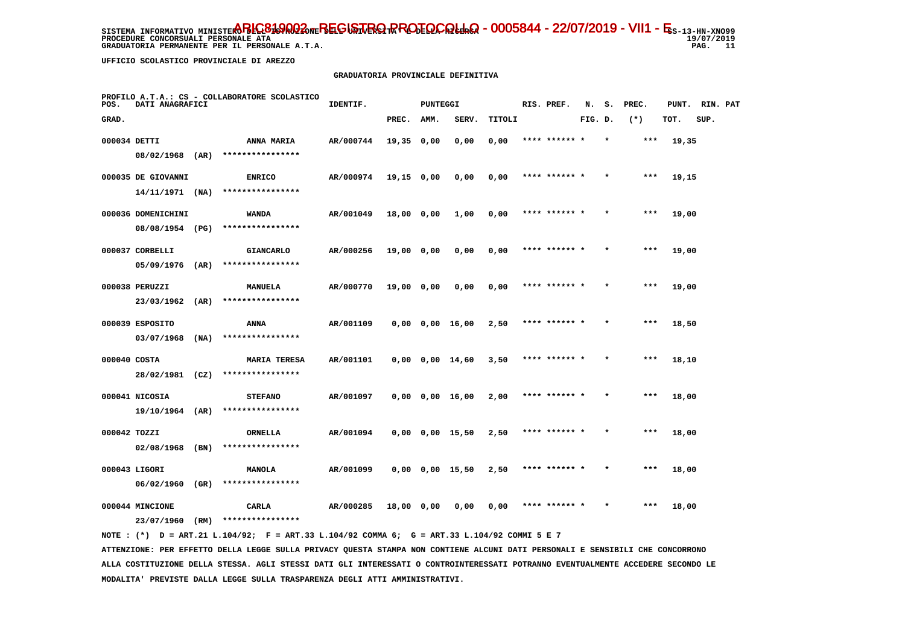SISTEMA INFORMATIVO MINISTERO DELL'ISTRUZIONE DELL'UNIVERSITA' E DELLA RICERCA - ARIC81900Q - REGISTRO PROTOCOLLO - 0005844 - 22/07/2019 - VII.1 - E SS-13-HN-XNO99
PROCEDURE CONCORSUALI PERSONALE ATA 19/07/2019
GRADUATORIA PERMANENTE PER IL PERSONALE A.T.A.

UFFICIO SCOLASTICO PROVINCIALE DI AREZZO

GRADUATORIA PROVINCIALE DEFINITIVA

PROFILO A.T.A.: CS - COLLABORATORE SCOLASTICO

| POS. GRAD. | DATI ANAGRAFICI | | IDENTIF. | PUNTEGGI PREC. | AMM. | SERV. | TITOLI | RIS. PREF. | N. S. FIG. D. | PREC. (*) | PUNT. TOT. | RIN. PAT SUP. |
|---|---|---|---|---|---|---|---|---|---|---|---|---|
| 000034 | DETTI 08/02/1968 (AR) | ANNA MARIA **************** | AR/000744 | 19,35 | 0,00 | 0,00 | 0,00 | **** ****** * | * | *** | 19,35 | |
| 000035 | DE GIOVANNI 14/11/1971 (NA) | ENRICO **************** | AR/000974 | 19,15 | 0,00 | 0,00 | 0,00 | **** ****** * | * | *** | 19,15 | |
| 000036 | DOMENICHINI 08/08/1954 (PG) | WANDA **************** | AR/001049 | 18,00 | 0,00 | 1,00 | 0,00 | **** ****** * | * | *** | 19,00 | |
| 000037 | CORBELLI 05/09/1976 (AR) | GIANCARLO **************** | AR/000256 | 19,00 | 0,00 | 0,00 | 0,00 | **** ****** * | * | *** | 19,00 | |
| 000038 | PERUZZI 23/03/1962 (AR) | MANUELA **************** | AR/000770 | 19,00 | 0,00 | 0,00 | 0,00 | **** ****** * | * | *** | 19,00 | |
| 000039 | ESPOSITO 03/07/1968 (NA) | ANNA **************** | AR/001109 | 0,00 | 0,00 | 16,00 | 2,50 | **** ****** * | * | *** | 18,50 | |
| 000040 | COSTA 28/02/1981 (CZ) | MARIA TERESA **************** | AR/001101 | 0,00 | 0,00 | 14,60 | 3,50 | **** ****** * | * | *** | 18,10 | |
| 000041 | NICOSIA 19/10/1964 (AR) | STEFANO **************** | AR/001097 | 0,00 | 0,00 | 16,00 | 2,00 | **** ****** * | * | *** | 18,00 | |
| 000042 | TOZZI 02/08/1968 (BN) | ORNELLA **************** | AR/001094 | 0,00 | 0,00 | 15,50 | 2,50 | **** ****** * | * | *** | 18,00 | |
| 000043 | LIGORI 06/02/1960 (GR) | MANOLA **************** | AR/001099 | 0,00 | 0,00 | 15,50 | 2,50 | **** ****** * | * | *** | 18,00 | |
| 000044 | MINCIONE 23/07/1960 (RM) | CARLA **************** | AR/000285 | 18,00 | 0,00 | 0,00 | 0,00 | **** ****** * | * | *** | 18,00 | |

NOTE : (*) D = ART.21 L.104/92; F = ART.33 L.104/92 COMMA 6; G = ART.33 L.104/92 COMMI 5 E 7

ATTENZIONE: PER EFFETTO DELLA LEGGE SULLA PRIVACY QUESTA STAMPA NON CONTIENE ALCUNI DATI PERSONALI E SENSIBILI CHE CONCORRONO ALLA COSTITUZIONE DELLA STESSA. AGLI STESSI DATI GLI INTERESSATI O CONTROINTERESSATI POTRANNO EVENTUALMENTE ACCEDERE SECONDO LE MODALITA' PREVISTE DALLA LEGGE SULLA TRASPARENZA DEGLI ATTI AMMINISTRATIVI.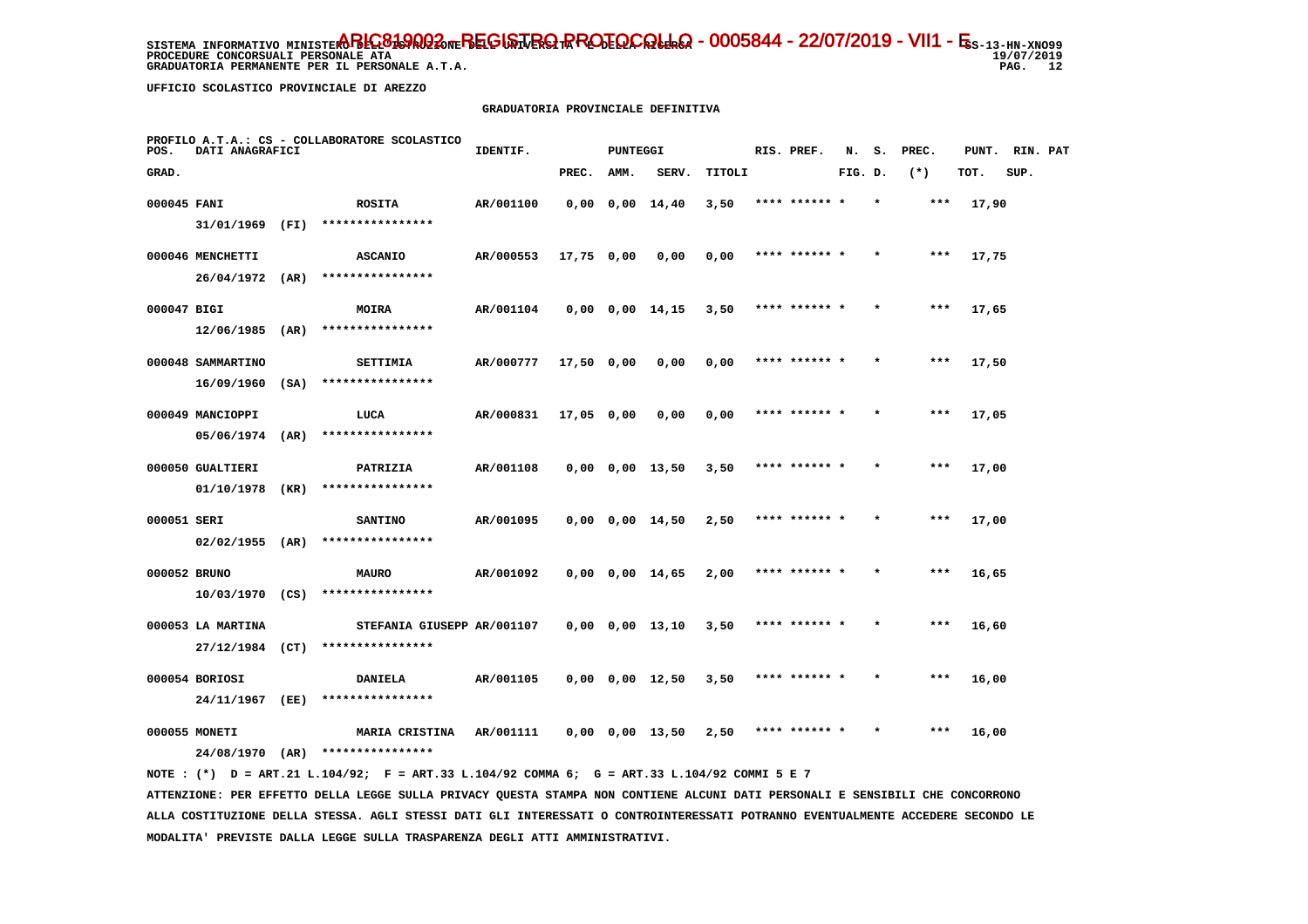SISTEMA INFORMATIVO MINISTERO DELL'ISTRUZIONE DELL'UNIVERSITA' E DELLA RICERCA - ARIC819002 - REGISTRO PROTOCOLLO - 0005844 - 22/07/2019 - VII1 - E SS-13-HN-XNO99
PROCEDURE CONCORSUALI PERSONALE ATA 19/07/2019
GRADUATORIA PERMANENTE PER IL PERSONALE A.T.A.

UFFICIO SCOLASTICO PROVINCIALE DI AREZZO

GRADUATORIA PROVINCIALE DEFINITIVA

PROFILO A.T.A.: CS - COLLABORATORE SCOLASTICO

| POS. GRAD. | DATI ANAGRAFICI | | IDENTIF. | PUNTEGGI PREC. | AMM. | SERV. | TITOLI | RIS. PREF. | N. FIG. | S. D. | PREC. (*) | PUNT. TOT. | RIN. SUP. | PAT |
|---|---|---|---|---|---|---|---|---|---|---|---|---|---|---|
| 000045 | FANI 31/01/1969 (FI) | ROSITA **************** | AR/001100 | 0,00 | 0,00 | 14,40 | 3,50 | **** ****** | * | * | *** | 17,90 | | |
| 000046 | MENCHETTI 26/04/1972 (AR) | ASCANIO **************** | AR/000553 | 17,75 | 0,00 | 0,00 | 0,00 | **** ****** | * | * | *** | 17,75 | | |
| 000047 | BIGI 12/06/1985 (AR) | MOIRA **************** | AR/001104 | 0,00 | 0,00 | 14,15 | 3,50 | **** ****** | * | * | *** | 17,65 | | |
| 000048 | SAMMARTINO 16/09/1960 (SA) | SETTIMIA **************** | AR/000777 | 17,50 | 0,00 | 0,00 | 0,00 | **** ****** | * | * | *** | 17,50 | | |
| 000049 | MANCIOPPI 05/06/1974 (AR) | LUCA **************** | AR/000831 | 17,05 | 0,00 | 0,00 | 0,00 | **** ****** | * | * | *** | 17,05 | | |
| 000050 | GUALTIERI 01/10/1978 (KR) | PATRIZIA **************** | AR/001108 | 0,00 | 0,00 | 13,50 | 3,50 | **** ****** | * | * | *** | 17,00 | | |
| 000051 | SERI 02/02/1955 (AR) | SANTINO **************** | AR/001095 | 0,00 | 0,00 | 14,50 | 2,50 | **** ****** | * | * | *** | 17,00 | | |
| 000052 | BRUNO 10/03/1970 (CS) | MAURO **************** | AR/001092 | 0,00 | 0,00 | 14,65 | 2,00 | **** ****** | * | * | *** | 16,65 | | |
| 000053 | LA MARTINA 27/12/1984 (CT) | STEFANIA GIUSEPP **************** | AR/001107 | 0,00 | 0,00 | 13,10 | 3,50 | **** ****** | * | * | *** | 16,60 | | |
| 000054 | BORIOSI 24/11/1967 (EE) | DANIELA **************** | AR/001105 | 0,00 | 0,00 | 12,50 | 3,50 | **** ****** | * | * | *** | 16,00 | | |
| 000055 | MONETI 24/08/1970 (AR) | MARIA CRISTINA **************** | AR/001111 | 0,00 | 0,00 | 13,50 | 2,50 | **** ****** | * | * | *** | 16,00 | | |

NOTE : (*) D = ART.21 L.104/92; F = ART.33 L.104/92 COMMA 6; G = ART.33 L.104/92 COMMI 5 E 7

ATTENZIONE: PER EFFETTO DELLA LEGGE SULLA PRIVACY QUESTA STAMPA NON CONTIENE ALCUNI DATI PERSONALI E SENSIBILI CHE CONCORRONO ALLA COSTITUZIONE DELLA STESSA. AGLI STESSI DATI GLI INTERESSATI O CONTROINTERESSATI POTRANNO EVENTUALMENTE ACCEDERE SECONDO LE MODALITA' PREVISTE DALLA LEGGE SULLA TRASPARENZA DEGLI ATTI AMMINISTRATIVI.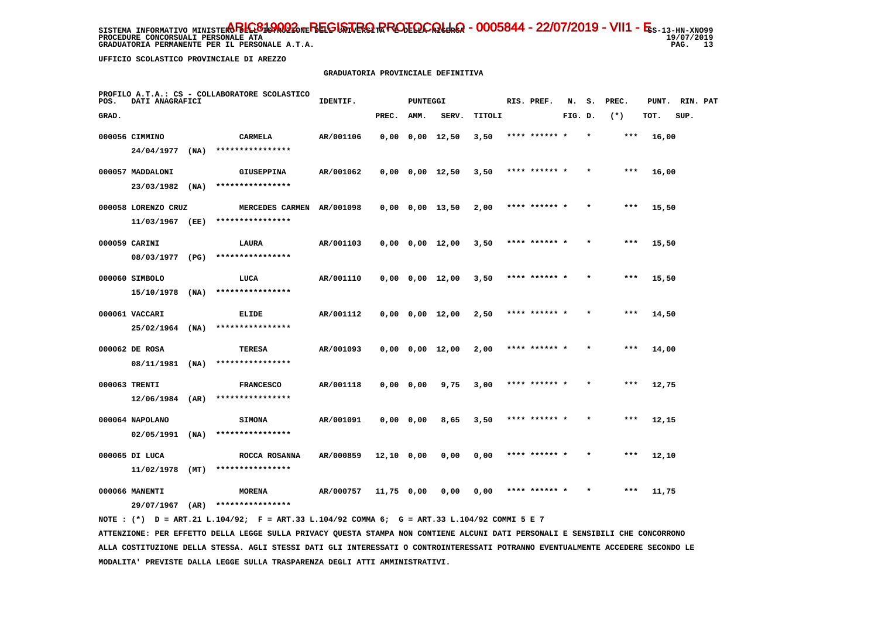SISTEMA INFORMATIVO MINISTERO DELL'ISTRUZIONE DELL'UNIVERSITA' E DELLA RICERCA
PROCEDURE CONCORSUALI PERSONALE ATA
GRADUATORIA PERMANENTE PER IL PERSONALE A.T.A.

ARIC819002 - REGISTRO PROTOCOLLO - 0005844 - 22/07/2019 - VII1 - E

SS-13-HN-XNO99
19/07/2019

UFFICIO SCOLASTICO PROVINCIALE DI AREZZO

GRADUATORIA PROVINCIALE DEFINITIVA

PROFILO A.T.A.: CS - COLLABORATORE SCOLASTICO

| POS. GRAD. | DATI ANAGRAFICI | | IDENTIF. | PUNTEGGI PREC. | AMM. | SERV. | TITOLI | RIS. PREF. | N. FIG. | S. D. | PREC. (*) | PUNT. TOT. | RIN. SUP. | PAT |
|---|---|---|---|---|---|---|---|---|---|---|---|---|---|---|
| 000056 | CIMMINO 24/04/1977 (NA) | CARMELA **************** | AR/001106 | 0,00 | 0,00 | 12,50 | 3,50 | **** ****** * | | * | *** | 16,00 | | |
| 000057 | MADDALONI 23/03/1982 (NA) | GIUSEPPINA **************** | AR/001062 | 0,00 | 0,00 | 12,50 | 3,50 | **** ****** * | | * | *** | 16,00 | | |
| 000058 | LORENZO CRUZ 11/03/1967 (EE) | MERCEDES CARMEN **************** | AR/001098 | 0,00 | 0,00 | 13,50 | 2,00 | **** ****** * | | * | *** | 15,50 | | |
| 000059 | CARINI 08/03/1977 (PG) | LAURA **************** | AR/001103 | 0,00 | 0,00 | 12,00 | 3,50 | **** ****** * | | * | *** | 15,50 | | |
| 000060 | SIMBOLO 15/10/1978 (NA) | LUCA **************** | AR/001110 | 0,00 | 0,00 | 12,00 | 3,50 | **** ****** * | | * | *** | 15,50 | | |
| 000061 | VACCARI 25/02/1964 (NA) | ELIDE **************** | AR/001112 | 0,00 | 0,00 | 12,00 | 2,50 | **** ****** * | | * | *** | 14,50 | | |
| 000062 | DE ROSA 08/11/1981 (NA) | TERESA **************** | AR/001093 | 0,00 | 0,00 | 12,00 | 2,00 | **** ****** * | | * | *** | 14,00 | | |
| 000063 | TRENTI 12/06/1984 (AR) | FRANCESCO **************** | AR/001118 | 0,00 | 0,00 | 9,75 | 3,00 | **** ****** * | | * | *** | 12,75 | | |
| 000064 | NAPOLANO 02/05/1991 (NA) | SIMONA **************** | AR/001091 | 0,00 | 0,00 | 8,65 | 3,50 | **** ****** * | | * | *** | 12,15 | | |
| 000065 | DI LUCA 11/02/1978 (MT) | ROCCA ROSANNA **************** | AR/000859 | 12,10 | 0,00 | 0,00 | 0,00 | **** ****** * | | * | *** | 12,10 | | |
| 000066 | MANENTI 29/07/1967 (AR) | MORENA **************** | AR/000757 | 11,75 | 0,00 | 0,00 | 0,00 | **** ****** * | | * | *** | 11,75 | | |

NOTE : (*) D = ART.21 L.104/92; F = ART.33 L.104/92 COMMA 6; G = ART.33 L.104/92 COMMI 5 E 7

ATTENZIONE: PER EFFETTO DELLA LEGGE SULLA PRIVACY QUESTA STAMPA NON CONTIENE ALCUNI DATI PERSONALI E SENSIBILI CHE CONCORRONO ALLA COSTITUZIONE DELLA STESSA. AGLI STESSI DATI GLI INTERESSATI O CONTROINTERESSATI POTRANNO EVENTUALMENTE ACCEDERE SECONDO LE MODALITA' PREVISTE DALLA LEGGE SULLA TRASPARENZA DEGLI ATTI AMMINISTRATIVI.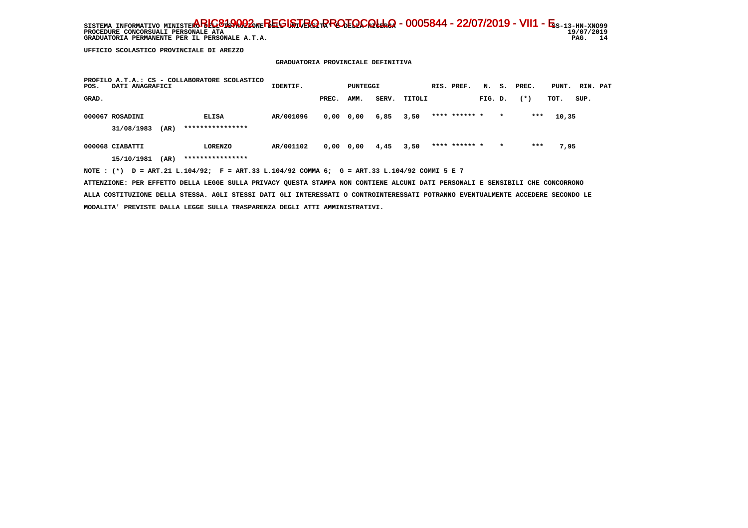UFFICIO SCOLASTICO PROVINCIALE DI AREZZO

## GRADUATORIA PROVINCIALE DEFINITIVA

PROFILO A.T.A.: CS - COLLABORATORE SCOLASTICO

| POS. GRAD. | DATI ANAGRAFICI | | IDENTIF. | PUNTEGGI PREC. | AMM. | SERV. | TITOLI | RIS. PREF. | N. FIG. | S. D. | PREC. (*) | PUNT. TOT. | RIN. SUP. | PAT |
|---|---|---|---|---|---|---|---|---|---|---|---|---|---|---|
| 000067 | ROSADINI 31/08/1983 (AR) | ELISA **************** | AR/001096 | 0,00 | 0,00 | 6,85 | 3,50 | **** ****** | * | * | *** | 10,35 | | |
| 000068 | CIABATTI 15/10/1981 (AR) | LORENZO **************** | AR/001102 | 0,00 | 0,00 | 4,45 | 3,50 | **** ****** | * | * | *** | 7,95 | | |

NOTE : (*) D = ART.21 L.104/92; F = ART.33 L.104/92 COMMA 6; G = ART.33 L.104/92 COMMI 5 E 7

ATTENZIONE: PER EFFETTO DELLA LEGGE SULLA PRIVACY QUESTA STAMPA NON CONTIENE ALCUNI DATI PERSONALI E SENSIBILI CHE CONCORRONO ALLA COSTITUZIONE DELLA STESSA. AGLI STESSI DATI GLI INTERESSATI O CONTROINTERESSATI POTRANNO EVENTUALMENTE ACCEDERE SECONDO LE MODALITA' PREVISTE DALLA LEGGE SULLA TRASPARENZA DEGLI ATTI AMMINISTRATIVI.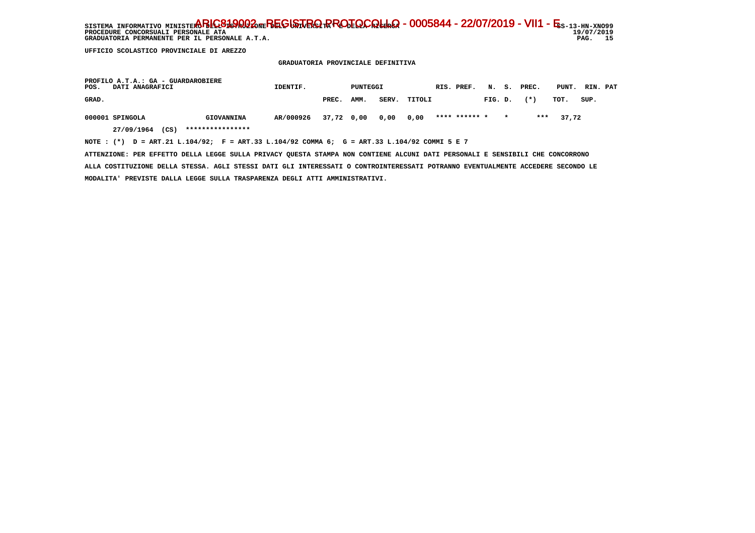UFFICIO SCOLASTICO PROVINCIALE DI AREZZO

## GRADUATORIA PROVINCIALE DEFINITIVA

PROFILO A.T.A.: GA - GUARDAROBIERE

| POS. GRAD. | DATI ANAGRAFICI | | IDENTIF. | PUNTEGGI PREC. | AMM. | SERV. | TITOLI | RIS. | PREF. | N. FIG. | S. D. | PREC. (*) | PUNT. TOT. | RIN. SUP. | PAT |
|---|---|---|---|---|---|---|---|---|---|---|---|---|---|---|---|
| 000001 | SPINGOLA | GIOVANNINA | AR/000926 | 37,72 | 0,00 | 0,00 | 0,00 | **** | ****** | * | * | *** | 37,72 | | |
| | 27/09/1964 (CS) | **************** | | | | | | | | | | | | | |

NOTE : (*) D = ART.21 L.104/92; F = ART.33 L.104/92 COMMA 6; G = ART.33 L.104/92 COMMI 5 E 7

ATTENZIONE: PER EFFETTO DELLA LEGGE SULLA PRIVACY QUESTA STAMPA NON CONTIENE ALCUNI DATI PERSONALI E SENSIBILI CHE CONCORRONO ALLA COSTITUZIONE DELLA STESSA. AGLI STESSI DATI GLI INTERESSATI O CONTROINTERESSATI POTRANNO EVENTUALMENTE ACCEDERE SECONDO LE MODALITA' PREVISTE DALLA LEGGE SULLA TRASPARENZA DEGLI ATTI AMMINISTRATIVI.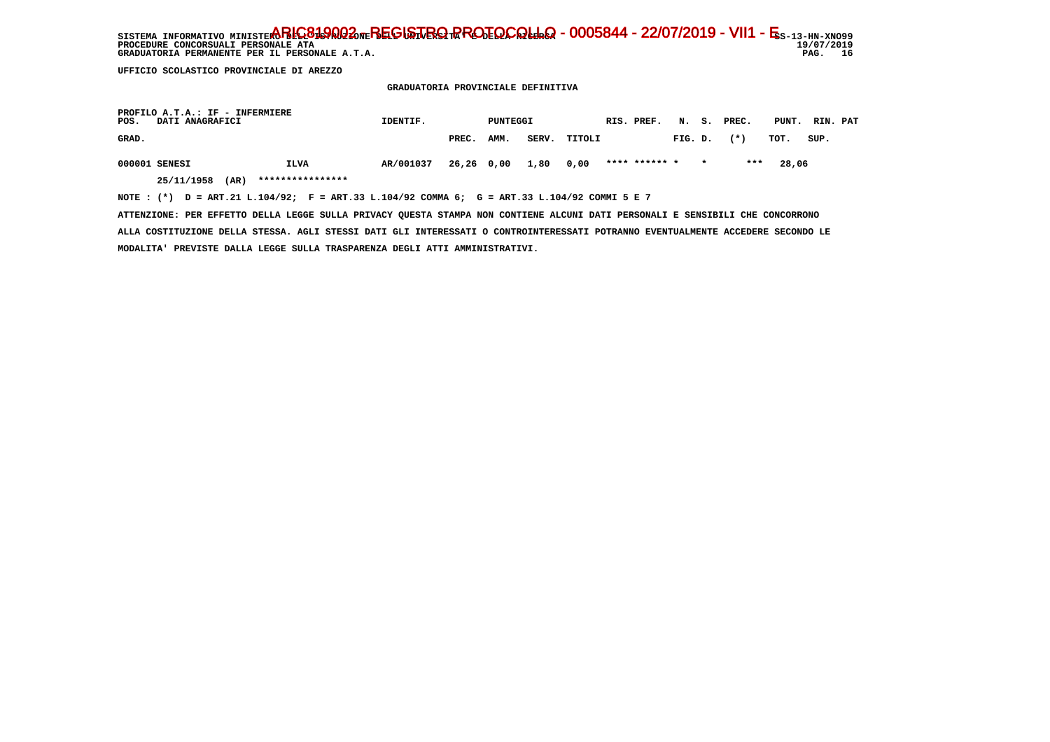SISTEMA INFORMATIVO MINISTERO DELL'ISTRUZIONE DELL'UNIVERSITA' E DELLA RICERCA
PROCEDURE CONCORSUALI PERSONALE ATA
GRADUATORIA PERMANENTE PER IL PERSONALE A.T.A.

ARIC819002 - REGISTRO PROTOCOLLO - 0005844 - 22/07/2019 - VII1 - E

SS-13-HN-XNO99
19/07/2019

UFFICIO SCOLASTICO PROVINCIALE DI AREZZO

GRADUATORIA PROVINCIALE DEFINITIVA

PROFILO A.T.A.: IF - INFERMIERE

| POS. GRAD. | DATI ANAGRAFICI | | IDENTIF. | PUNTEGGI PREC. | AMM. | SERV. | TITOLI | RIS. | PREF. | N. S. FIG. D. | PREC. (*) | PUNT. TOT. | RIN. SUP. | PAT |
|---|---|---|---|---|---|---|---|---|---|---|---|---|---|---|
| 000001 | SENESI | ILVA | AR/001037 | 26,26 | 0,00 | 1,80 | 0,00 | **** | ****** * | * | *** | 28,06 | | |
| | 25/11/1958 (AR) | **************** | | | | | | | | | | | | |

NOTE : (*) D = ART.21 L.104/92; F = ART.33 L.104/92 COMMA 6; G = ART.33 L.104/92 COMMI 5 E 7

ATTENZIONE: PER EFFETTO DELLA LEGGE SULLA PRIVACY QUESTA STAMPA NON CONTIENE ALCUNI DATI PERSONALI E SENSIBILI CHE CONCORRONO ALLA COSTITUZIONE DELLA STESSA. AGLI STESSI DATI GLI INTERESSATI O CONTROINTERESSATI POTRANNO EVENTUALMENTE ACCEDERE SECONDO LE MODALITA' PREVISTE DALLA LEGGE SULLA TRASPARENZA DEGLI ATTI AMMINISTRATIVI.